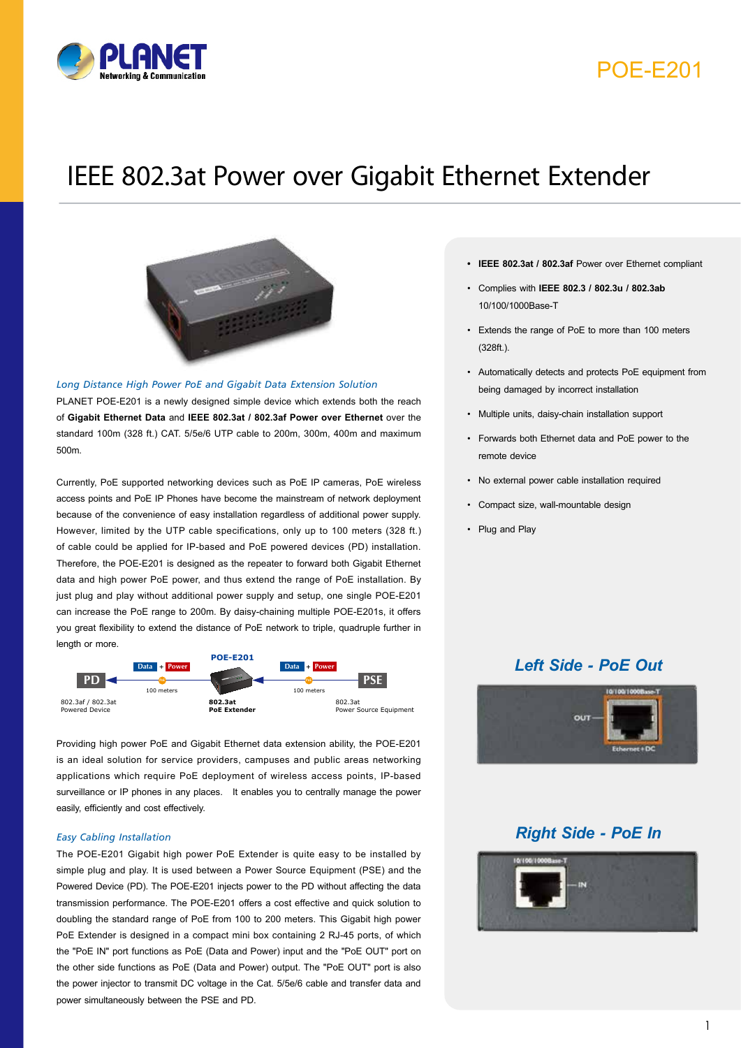# POE-E201

## IEEE 802.3at Power over Gigabit Ethernet Extender

### *Long Distance High Power PoE and Gigabit Data Extension Solution*

PLANET POE-E201 is a newly designed simple device which extends both the reach of **Gigabit Ethernet Data** and **IEEE 802.3at / 802.3af Power over Ethernet** over the standard 100m (328 ft.) CAT. 5/5e/6 UTP cable to 200m, 300m, 400m and maximum 500m.

Currently, PoE supported networking devices such as PoE IP cameras, PoE wireless access points and PoE IP Phones have become the mainstream of network deployment because of the convenience of easy installation regardless of additional power supply. However, limited by the UTP cable specifications, only up to 100 meters (328 ft.) of cable could be applied for IP-based and PoE powered devices (PD) installation. Therefore, the POE-E201 is designed as the repeater to forward both Gigabit Ethernet data and high power PoE power, and thus extend the range of PoE installation. By just plug and play without additional power supply and setup, one single POE-E201 can increase the PoE range to 200m. By daisy-chaining multiple POE-E201s, it offers you great flexibility to extend the distance of PoE network to triple, quadruple further in length or more.

PD ← Data + Power (100 meters) ← POE-E201 ← Data + Power (100 meters) ← PSE

802.3af / 802.3at Powered Device — **802.3at PoE Extender** — 802.3at Power Source Equipment

Providing high power PoE and Gigabit Ethernet data extension ability, the POE-E201 is an ideal solution for service providers, campuses and public areas networking applications which require PoE deployment of wireless access points, IP-based surveillance or IP phones in any places. It enables you to centrally manage the power easily, efficiently and cost effectively.

### *Easy Cabling Installation*

The POE-E201 Gigabit high power PoE Extender is quite easy to be installed by simple plug and play. It is used between a Power Source Equipment (PSE) and the Powered Device (PD). The POE-E201 injects power to the PD without affecting the data transmission performance. The POE-E201 offers a cost effective and quick solution to doubling the standard range of PoE from 100 to 200 meters. This Gigabit high power PoE Extender is designed in a compact mini box containing 2 RJ-45 ports, of which the "PoE IN" port functions as PoE (Data and Power) input and the "PoE OUT" port on the other side functions as PoE (Data and Power) output. The "PoE OUT" port is also the power injector to transmit DC voltage in the Cat. 5/5e/6 cable and transfer data and power simultaneously between the PSE and PD.

- **IEEE 802.3at / 802.3af** Power over Ethernet compliant
- Complies with **IEEE 802.3 / 802.3u / 802.3ab** 10/100/1000Base-T
- Extends the range of PoE to more than 100 meters (328ft.).
- Automatically detects and protects PoE equipment from being damaged by incorrect installation
- Multiple units, daisy-chain installation support
- Forwards both Ethernet data and PoE power to the remote device
- No external power cable installation required
- Compact size, wall-mountable design
- Plug and Play

### *Left Side - PoE Out*

10/100/1000Base-T — OUT — Ethernet+DC

### *Right Side - PoE In*

10/100/1000Base-T — IN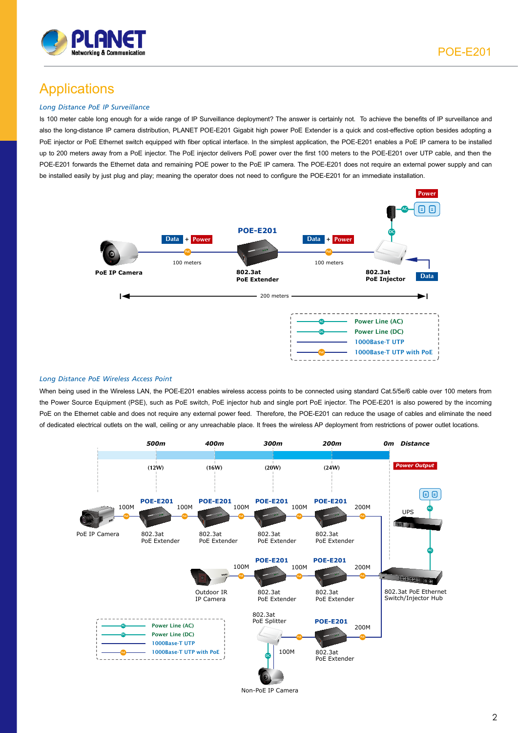# Applications

*Long Distance PoE IP Surveillance*

Is 100 meter cable long enough for a wide range of IP Surveillance deployment? The answer is certainly not. To achieve the benefits of IP surveillance and also the long-distance IP camera distribution, PLANET POE-E201 Gigabit high power PoE Extender is a quick and cost-effective option besides adopting a PoE injector or PoE Ethernet switch equipped with fiber optical interface. In the simplest application, the POE-E201 enables a PoE IP camera to be installed up to 200 meters away from a PoE injector. The PoE injector delivers PoE power over the first 100 meters to the POE-E201 over UTP cable, and then the POE-E201 forwards the Ethernet data and remaining POE power to the PoE IP camera. The POE-E201 does not require an external power supply and can be installed easily by just plug and play; meaning the operator does not need to configure the POE-E201 for an immediate installation.

Power

POE-E201

Data + Power — 100 meters — Data + Power — 100 meters

PoE IP Camera — 802.3at PoE Extender — 802.3at PoE Injector — Data

200 meters

- Power Line (AC)
- Power Line (DC)
- 1000Base-T UTP
- 1000Base-T UTP with PoE

*Long Distance PoE Wireless Access Point*

When being used in the Wireless LAN, the POE-E201 enables wireless access points to be connected using standard Cat.5/5e/6 cable over 100 meters from the Power Source Equipment (PSE), such as PoE switch, PoE injector hub and single port PoE injector. The POE-E201 is also powered by the incoming PoE on the Ethernet cable and does not require any external power feed. Therefore, the POE-E201 can reduce the usage of cables and eliminate the need of dedicated electrical outlets on the wall, ceiling or any unreachable place. It frees the wireless AP deployment from restrictions of power outlet locations.

| 500m | 400m | 300m | 200m | 0m Distance |
|---|---|---|---|---|
| (12W) | (16W) | (20W) | (24W) | Power Output |

PoE IP Camera — 100M — POE-E201 802.3at PoE Extender — 100M — POE-E201 802.3at PoE Extender — 100M — POE-E201 802.3at PoE Extender — 100M — POE-E201 802.3at PoE Extender — 200M

Outdoor IR IP Camera — 100M — POE-E201 802.3at PoE Extender — 100M — POE-E201 802.3at PoE Extender — 200M

Non-PoE IP Camera — 100M — 802.3at PoE Splitter — POE-E201 802.3at PoE Extender — 200M

UPS

802.3at PoE Ethernet Switch/Injector Hub

- Power Line (AC)
- Power Line (DC)
- 1000Base-T UTP
- 1000Base-T UTP with PoE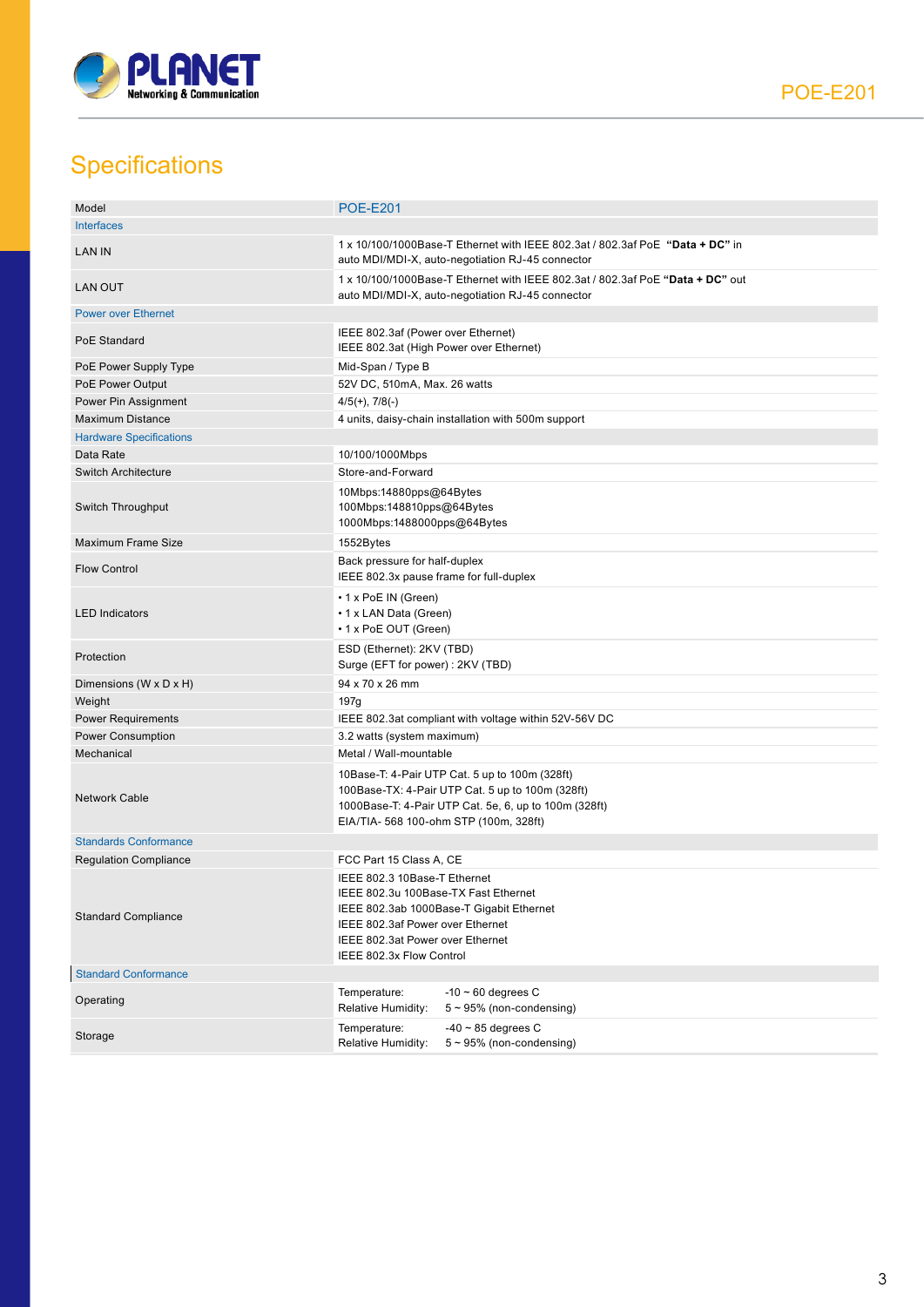## Specifications

| Model | POE-E201 |
|---|---|
| **Interfaces** | |
| LAN IN | 1 x 10/100/1000Base-T Ethernet with IEEE 802.3at / 802.3af PoE **"Data + DC"** in auto MDI/MDI-X, auto-negotiation RJ-45 connector |
| LAN OUT | 1 x 10/100/1000Base-T Ethernet with IEEE 802.3at / 802.3af PoE **"Data + DC"** out auto MDI/MDI-X, auto-negotiation RJ-45 connector |
| **Power over Ethernet** | |
| PoE Standard | IEEE 802.3af (Power over Ethernet)<br>IEEE 802.3at (High Power over Ethernet) |
| PoE Power Supply Type | Mid-Span / Type B |
| PoE Power Output | 52V DC, 510mA, Max. 26 watts |
| Power Pin Assignment | 4/5(+), 7/8(-) |
| Maximum Distance | 4 units, daisy-chain installation with 500m support |
| **Hardware Specifications** | |
| Data Rate | 10/100/1000Mbps |
| Switch Architecture | Store-and-Forward |
| Switch Throughput | 10Mbps:14880pps@64Bytes<br>100Mbps:148810pps@64Bytes<br>1000Mbps:1488000pps@64Bytes |
| Maximum Frame Size | 1552Bytes |
| Flow Control | Back pressure for half-duplex<br>IEEE 802.3x pause frame for full-duplex |
| LED Indicators | • 1 x PoE IN (Green)<br>• 1 x LAN Data (Green)<br>• 1 x PoE OUT (Green) |
| Protection | ESD (Ethernet): 2KV (TBD)<br>Surge (EFT for power) : 2KV (TBD) |
| Dimensions (W x D x H) | 94 x 70 x 26 mm |
| Weight | 197g |
| Power Requirements | IEEE 802.3at compliant with voltage within 52V-56V DC |
| Power Consumption | 3.2 watts (system maximum) |
| Mechanical | Metal / Wall-mountable |
| Network Cable | 10Base-T: 4-Pair UTP Cat. 5 up to 100m (328ft)<br>100Base-TX: 4-Pair UTP Cat. 5 up to 100m (328ft)<br>1000Base-T: 4-Pair UTP Cat. 5e, 6, up to 100m (328ft)<br>EIA/TIA- 568 100-ohm STP (100m, 328ft) |
| **Standards Conformance** | |
| Regulation Compliance | FCC Part 15 Class A, CE |
| Standard Compliance | IEEE 802.3 10Base-T Ethernet<br>IEEE 802.3u 100Base-TX Fast Ethernet<br>IEEE 802.3ab 1000Base-T Gigabit Ethernet<br>IEEE 802.3af Power over Ethernet<br>IEEE 802.3at Power over Ethernet<br>IEEE 802.3x Flow Control |
| **Standard Conformance** | |
| Operating | Temperature: -10 ~ 60 degrees C<br>Relative Humidity: 5 ~ 95% (non-condensing) |
| Storage | Temperature: -40 ~ 85 degrees C<br>Relative Humidity: 5 ~ 95% (non-condensing) |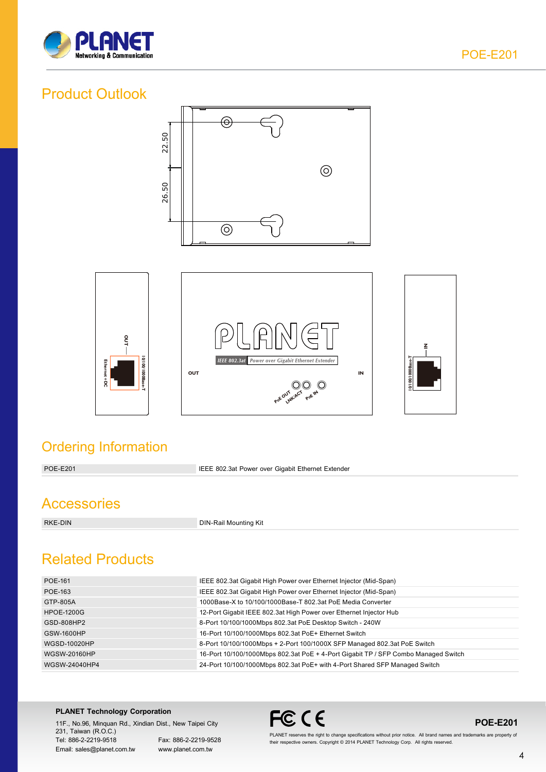## Product Outlook

22.50

26.50

OUT

Ethernet +DC

10/100/1000Base-T

IEEE 802.3at Power over Gigabit Ethernet Extender

OUT

IN

PoE OUT LNK/ACT PoE IN

IN

10/100/1000Base-T

## Ordering Information

| | |
|---|---|
| POE-E201 | IEEE 802.3at Power over Gigabit Ethernet Extender |

## Accessories

| | |
|---|---|
| RKE-DIN | DIN-Rail Mounting Kit |

## Related Products

| | |
|---|---|
| POE-161 | IEEE 802.3at Gigabit High Power over Ethernet Injector (Mid-Span) |
| POE-163 | IEEE 802.3at Gigabit High Power over Ethernet Injector (Mid-Span) |
| GTP-805A | 1000Base-X to 10/100/1000Base-T 802.3at PoE Media Converter |
| HPOE-1200G | 12-Port Gigabit IEEE 802.3at High Power over Ethernet Injector Hub |
| GSD-808HP2 | 8-Port 10/100/1000Mbps 802.3at PoE Desktop Switch - 240W |
| GSW-1600HP | 16-Port 10/100/1000Mbps 802.3at PoE+ Ethernet Switch |
| WGSD-10020HP | 8-Port 10/100/1000Mbps + 2-Port 100/1000X SFP Managed 802.3at PoE Switch |
| WGSW-20160HP | 16-Port 10/100/1000Mbps 802.3at PoE + 4-Port Gigabit TP / SFP Combo Managed Switch |
| WGSW-24040HP4 | 24-Port 10/100/1000Mbps 802.3at PoE+ with 4-Port Shared SFP Managed Switch |

**PLANET Technology Corporation**

11F., No.96, Minquan Rd., Xindian Dist., New Taipei City 231, Taiwan (R.O.C.)

Tel: 886-2-2219-9518 Fax: 886-2-2219-9528

Email: sales@planet.com.tw www.planet.com.tw

**POE-E201**

PLANET reserves the right to change specifications without prior notice. All brand names and trademarks are property of their respective owners. Copyright © 2014 PLANET Technology Corp. All rights reserved.